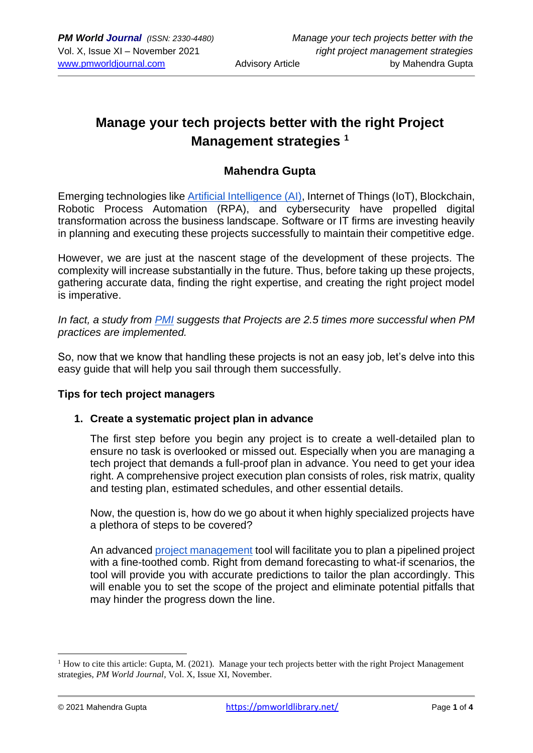# Manage your tech projects better with the right Project Management strategies [1]

## Mahendra Gupta

Emerging technologies like Artificial Intelligence (AI), Internet of Things (IoT), Blockchain, Robotic Process Automation (RPA), and cybersecurity have propelled digital transformation across the business landscape. Software or IT firms are investing heavily in planning and executing these projects successfully to maintain their competitive edge.

However, we are just at the nascent stage of the development of these projects. The complexity will increase substantially in the future. Thus, before taking up these projects, gathering accurate data, finding the right expertise, and creating the right project model is imperative.

*In fact, a study from PMI suggests that Projects are 2.5 times more successful when PM practices are implemented.*

So, now that we know that handling these projects is not an easy job, let's delve into this easy guide that will help you sail through them successfully.

**Tips for tech project managers**

1. **Create a systematic project plan in advance**

   The first step before you begin any project is to create a well-detailed plan to ensure no task is overlooked or missed out. Especially when you are managing a tech project that demands a full-proof plan in advance. You need to get your idea right. A comprehensive project execution plan consists of roles, risk matrix, quality and testing plan, estimated schedules, and other essential details.

   Now, the question is, how do we go about it when highly specialized projects have a plethora of steps to be covered?

   An advanced project management tool will facilitate you to plan a pipelined project with a fine-toothed comb. Right from demand forecasting to what-if scenarios, the tool will provide you with accurate predictions to tailor the plan accordingly. This will enable you to set the scope of the project and eliminate potential pitfalls that may hinder the progress down the line.

---

[1] How to cite this article: Gupta, M. (2021). Manage your tech projects better with the right Project Management strategies, *PM World Journal*, Vol. X, Issue XI, November.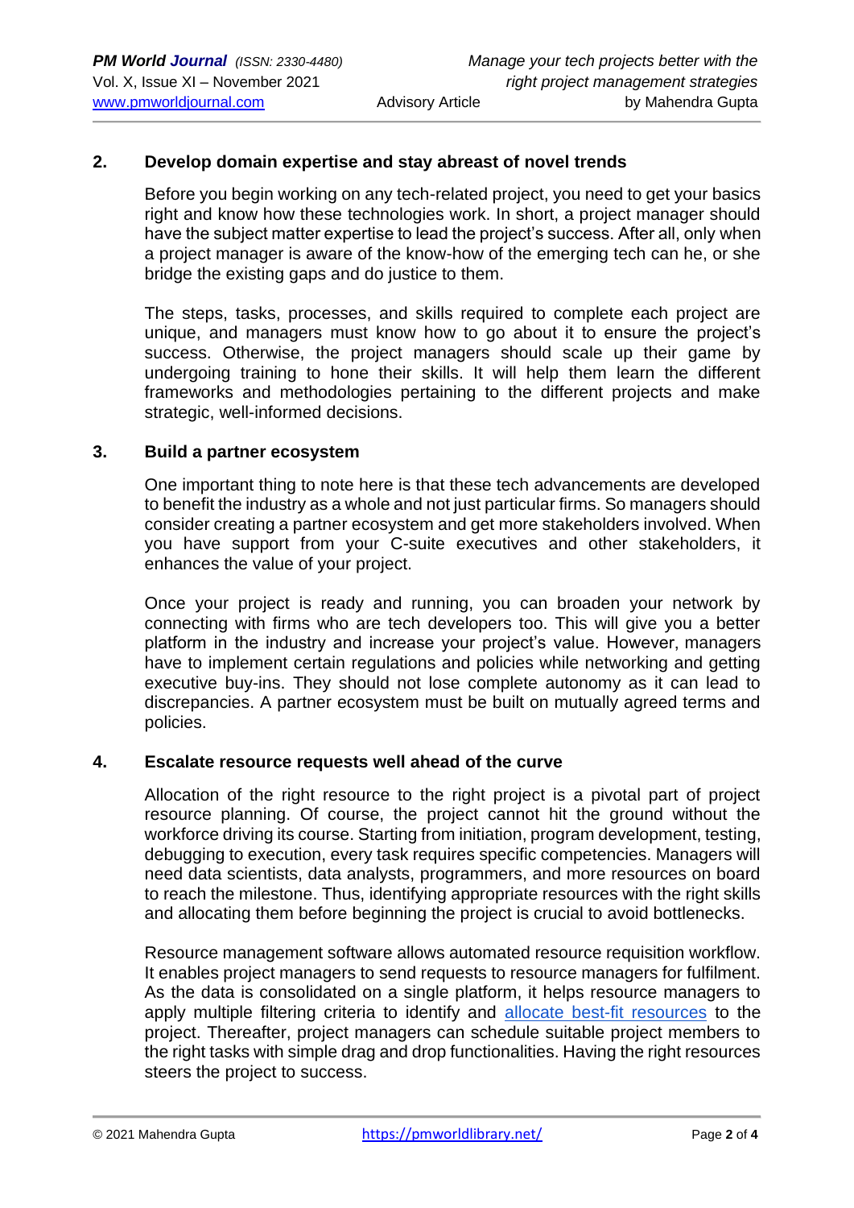## 2. Develop domain expertise and stay abreast of novel trends

Before you begin working on any tech-related project, you need to get your basics right and know how these technologies work. In short, a project manager should have the subject matter expertise to lead the project's success. After all, only when a project manager is aware of the know-how of the emerging tech can he, or she bridge the existing gaps and do justice to them.

The steps, tasks, processes, and skills required to complete each project are unique, and managers must know how to go about it to ensure the project's success. Otherwise, the project managers should scale up their game by undergoing training to hone their skills. It will help them learn the different frameworks and methodologies pertaining to the different projects and make strategic, well-informed decisions.

## 3. Build a partner ecosystem

One important thing to note here is that these tech advancements are developed to benefit the industry as a whole and not just particular firms. So managers should consider creating a partner ecosystem and get more stakeholders involved. When you have support from your C-suite executives and other stakeholders, it enhances the value of your project.

Once your project is ready and running, you can broaden your network by connecting with firms who are tech developers too. This will give you a better platform in the industry and increase your project's value. However, managers have to implement certain regulations and policies while networking and getting executive buy-ins. They should not lose complete autonomy as it can lead to discrepancies. A partner ecosystem must be built on mutually agreed terms and policies.

## 4. Escalate resource requests well ahead of the curve

Allocation of the right resource to the right project is a pivotal part of project resource planning. Of course, the project cannot hit the ground without the workforce driving its course. Starting from initiation, program development, testing, debugging to execution, every task requires specific competencies. Managers will need data scientists, data analysts, programmers, and more resources on board to reach the milestone. Thus, identifying appropriate resources with the right skills and allocating them before beginning the project is crucial to avoid bottlenecks.

Resource management software allows automated resource requisition workflow. It enables project managers to send requests to resource managers for fulfilment. As the data is consolidated on a single platform, it helps resource managers to apply multiple filtering criteria to identify and allocate best-fit resources to the project. Thereafter, project managers can schedule suitable project members to the right tasks with simple drag and drop functionalities. Having the right resources steers the project to success.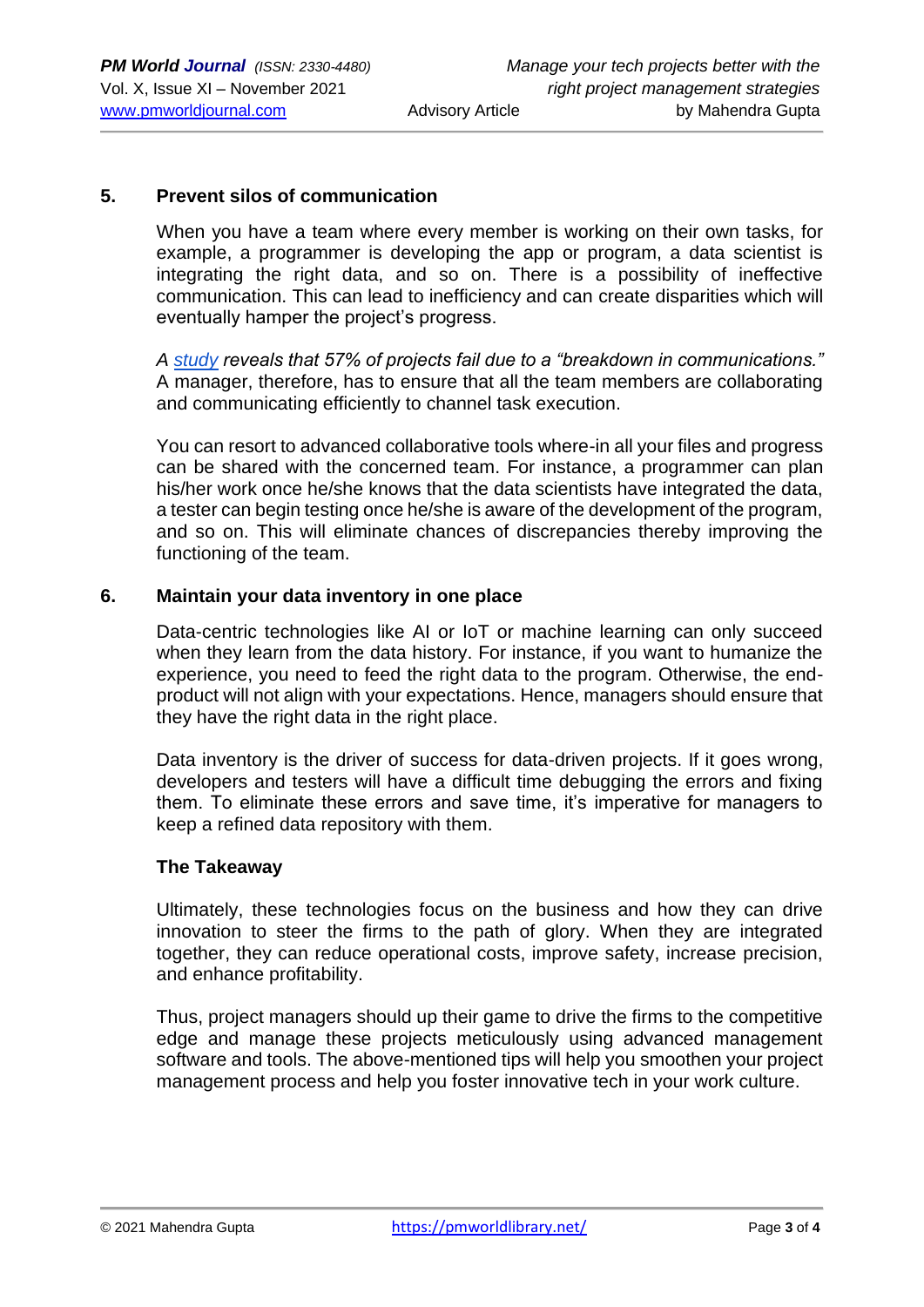### 5. Prevent silos of communication

When you have a team where every member is working on their own tasks, for example, a programmer is developing the app or program, a data scientist is integrating the right data, and so on. There is a possibility of ineffective communication. This can lead to inefficiency and can create disparities which will eventually hamper the project's progress.

*A study reveals that 57% of projects fail due to a "breakdown in communications."* A manager, therefore, has to ensure that all the team members are collaborating and communicating efficiently to channel task execution.

You can resort to advanced collaborative tools where-in all your files and progress can be shared with the concerned team. For instance, a programmer can plan his/her work once he/she knows that the data scientists have integrated the data, a tester can begin testing once he/she is aware of the development of the program, and so on. This will eliminate chances of discrepancies thereby improving the functioning of the team.

### 6. Maintain your data inventory in one place

Data-centric technologies like AI or IoT or machine learning can only succeed when they learn from the data history. For instance, if you want to humanize the experience, you need to feed the right data to the program. Otherwise, the end-product will not align with your expectations. Hence, managers should ensure that they have the right data in the right place.

Data inventory is the driver of success for data-driven projects. If it goes wrong, developers and testers will have a difficult time debugging the errors and fixing them. To eliminate these errors and save time, it's imperative for managers to keep a refined data repository with them.

### The Takeaway

Ultimately, these technologies focus on the business and how they can drive innovation to steer the firms to the path of glory. When they are integrated together, they can reduce operational costs, improve safety, increase precision, and enhance profitability.

Thus, project managers should up their game to drive the firms to the competitive edge and manage these projects meticulously using advanced management software and tools. The above-mentioned tips will help you smoothen your project management process and help you foster innovative tech in your work culture.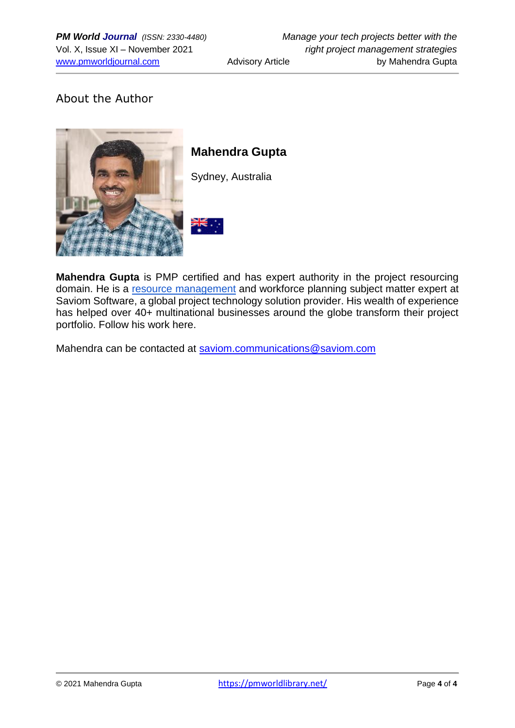## About the Author

### Mahendra Gupta

Sydney, Australia

**Mahendra Gupta** is PMP certified and has expert authority in the project resourcing domain. He is a [resource management](resource management) and workforce planning subject matter expert at Saviom Software, a global project technology solution provider. His wealth of experience has helped over 40+ multinational businesses around the globe transform their project portfolio. Follow his work here.

Mahendra can be contacted at [saviom.communications@saviom.com](mailto:saviom.communications@saviom.com)